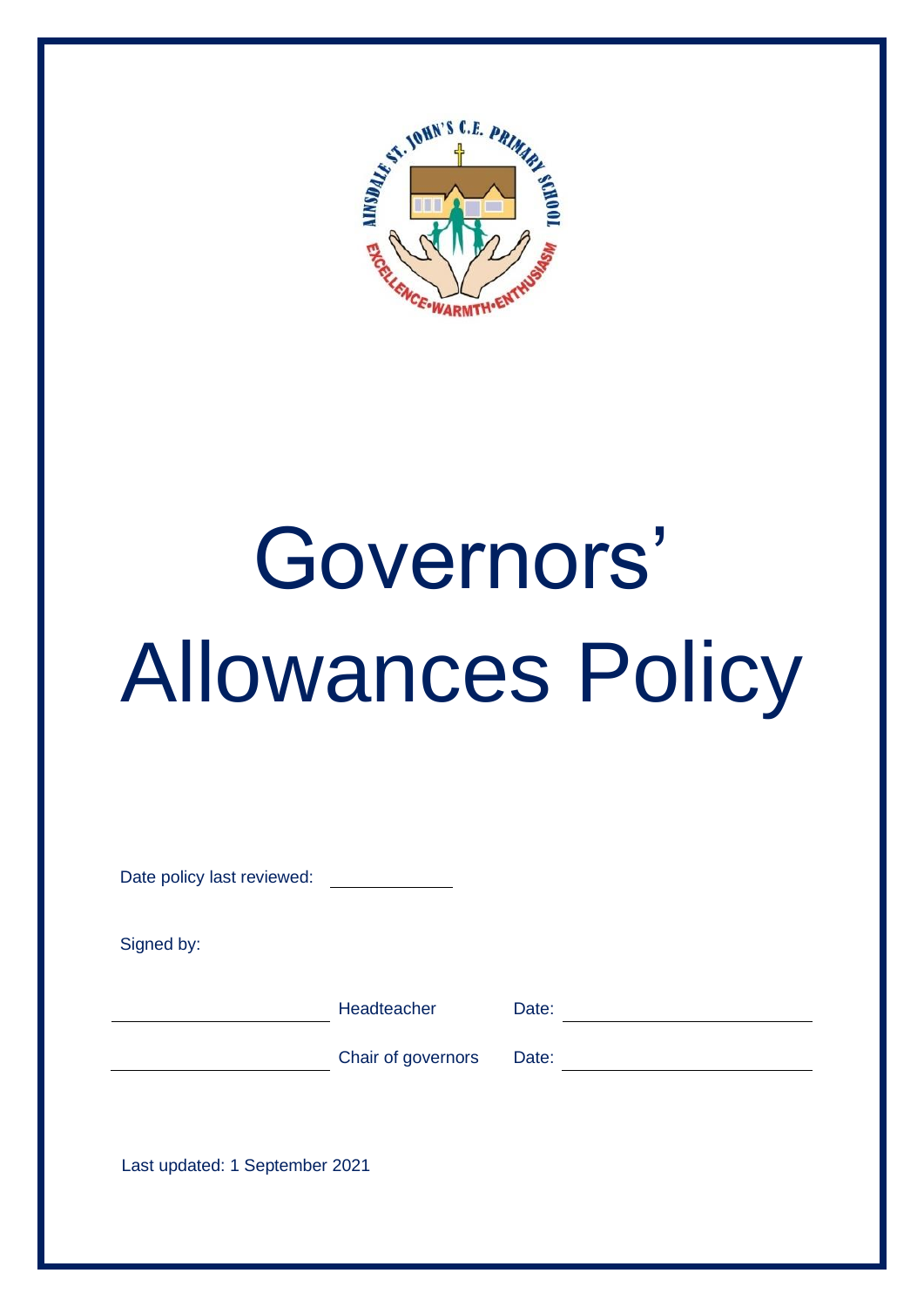# Governors' Allowances Policy

Date policy last reviewed: \_\_\_\_\_\_\_\_\_\_\_\_

Signed by:

| | | | |
|---|---|---|---|
| \_\_\_\_\_\_\_\_\_\_\_\_\_\_\_\_\_\_\_\_ | Headteacher | Date: | \_\_\_\_\_\_\_\_\_\_\_\_\_\_\_\_\_\_\_\_ |
| \_\_\_\_\_\_\_\_\_\_\_\_\_\_\_\_\_\_\_\_ | Chair of governors | Date: | \_\_\_\_\_\_\_\_\_\_\_\_\_\_\_\_\_\_\_\_ |

Last updated: 1 September 2021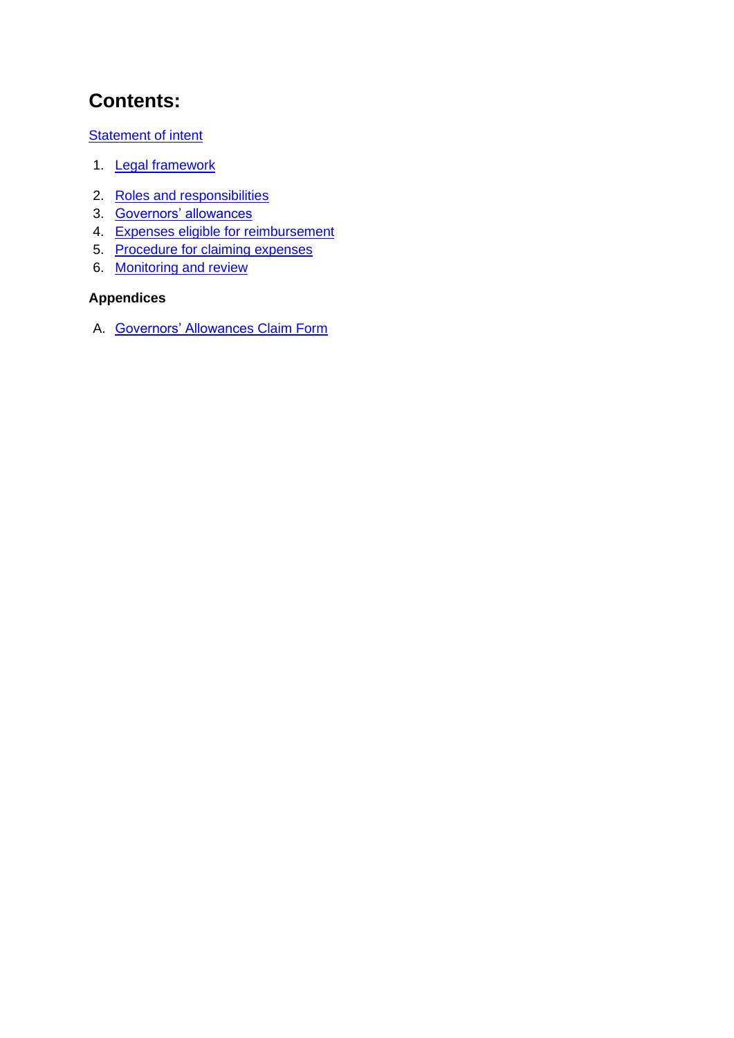# Contents:

Statement of intent

1. Legal framework
2. Roles and responsibilities
3. Governors' allowances
4. Expenses eligible for reimbursement
5. Procedure for claiming expenses
6. Monitoring and review

**Appendices**

A. Governors' Allowances Claim Form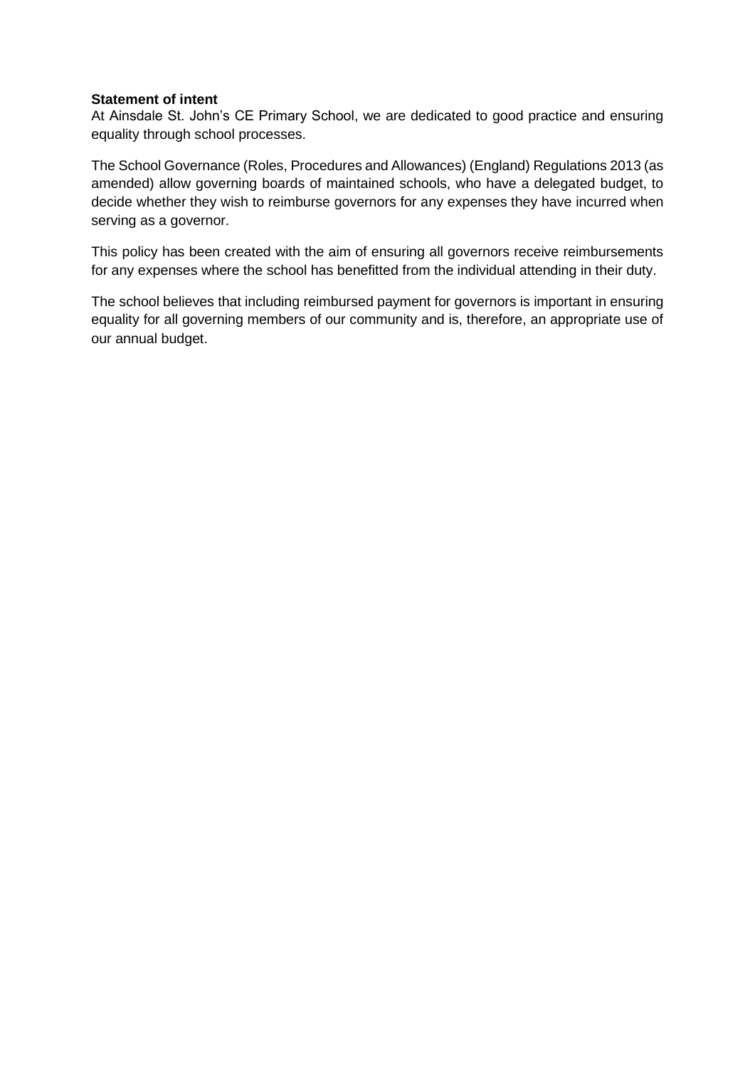**Statement of intent**

At Ainsdale St. John's CE Primary School, we are dedicated to good practice and ensuring equality through school processes.

The School Governance (Roles, Procedures and Allowances) (England) Regulations 2013 (as amended) allow governing boards of maintained schools, who have a delegated budget, to decide whether they wish to reimburse governors for any expenses they have incurred when serving as a governor.

This policy has been created with the aim of ensuring all governors receive reimbursements for any expenses where the school has benefitted from the individual attending in their duty.

The school believes that including reimbursed payment for governors is important in ensuring equality for all governing members of our community and is, therefore, an appropriate use of our annual budget.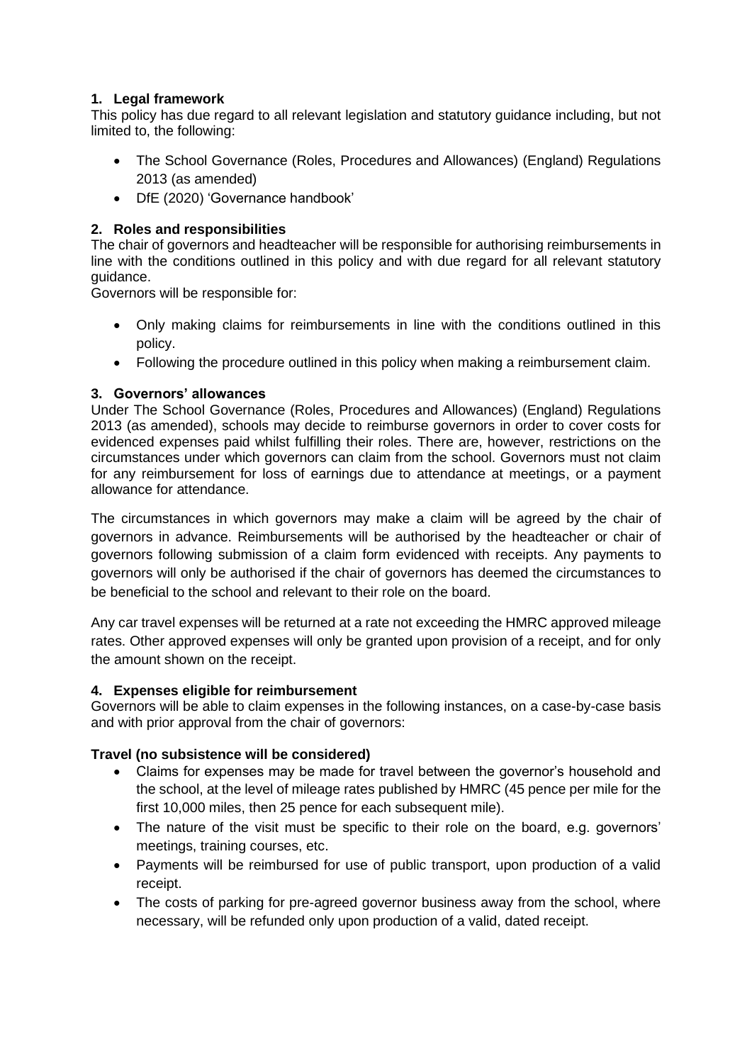## 1. Legal framework

This policy has due regard to all relevant legislation and statutory guidance including, but not limited to, the following:

- The School Governance (Roles, Procedures and Allowances) (England) Regulations 2013 (as amended)
- DfE (2020) 'Governance handbook'

## 2. Roles and responsibilities

The chair of governors and headteacher will be responsible for authorising reimbursements in line with the conditions outlined in this policy and with due regard for all relevant statutory guidance.

Governors will be responsible for:

- Only making claims for reimbursements in line with the conditions outlined in this policy.
- Following the procedure outlined in this policy when making a reimbursement claim.

## 3. Governors' allowances

Under The School Governance (Roles, Procedures and Allowances) (England) Regulations 2013 (as amended), schools may decide to reimburse governors in order to cover costs for evidenced expenses paid whilst fulfilling their roles. There are, however, restrictions on the circumstances under which governors can claim from the school. Governors must not claim for any reimbursement for loss of earnings due to attendance at meetings, or a payment allowance for attendance.

The circumstances in which governors may make a claim will be agreed by the chair of governors in advance. Reimbursements will be authorised by the headteacher or chair of governors following submission of a claim form evidenced with receipts. Any payments to governors will only be authorised if the chair of governors has deemed the circumstances to be beneficial to the school and relevant to their role on the board.

Any car travel expenses will be returned at a rate not exceeding the HMRC approved mileage rates. Other approved expenses will only be granted upon provision of a receipt, and for only the amount shown on the receipt.

## 4. Expenses eligible for reimbursement

Governors will be able to claim expenses in the following instances, on a case-by-case basis and with prior approval from the chair of governors:

**Travel (no subsistence will be considered)**

- Claims for expenses may be made for travel between the governor's household and the school, at the level of mileage rates published by HMRC (45 pence per mile for the first 10,000 miles, then 25 pence for each subsequent mile).
- The nature of the visit must be specific to their role on the board, e.g. governors' meetings, training courses, etc.
- Payments will be reimbursed for use of public transport, upon production of a valid receipt.
- The costs of parking for pre-agreed governor business away from the school, where necessary, will be refunded only upon production of a valid, dated receipt.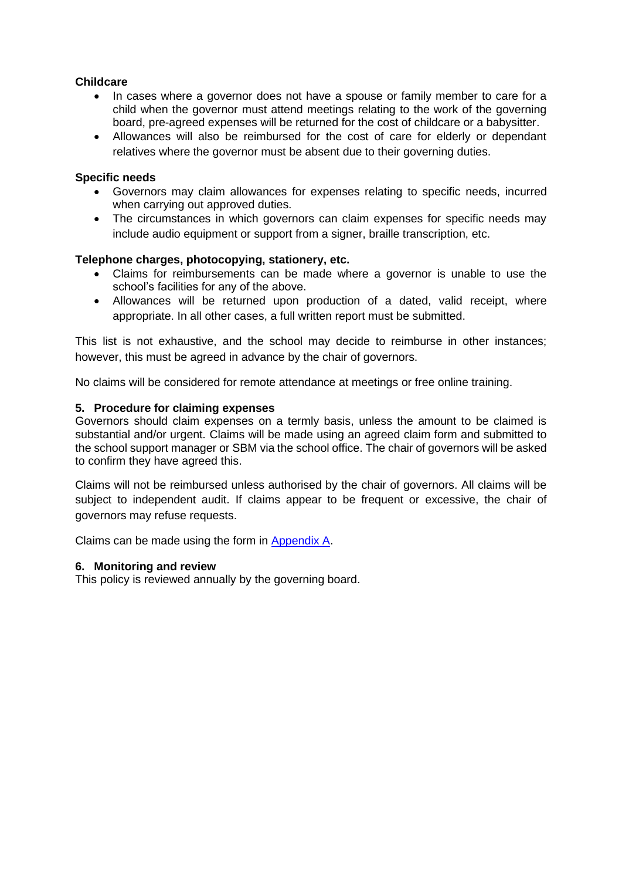**Childcare**

- In cases where a governor does not have a spouse or family member to care for a child when the governor must attend meetings relating to the work of the governing board, pre-agreed expenses will be returned for the cost of childcare or a babysitter.
- Allowances will also be reimbursed for the cost of care for elderly or dependant relatives where the governor must be absent due to their governing duties.

**Specific needs**

- Governors may claim allowances for expenses relating to specific needs, incurred when carrying out approved duties.
- The circumstances in which governors can claim expenses for specific needs may include audio equipment or support from a signer, braille transcription, etc.

**Telephone charges, photocopying, stationery, etc.**

- Claims for reimbursements can be made where a governor is unable to use the school's facilities for any of the above.
- Allowances will be returned upon production of a dated, valid receipt, where appropriate. In all other cases, a full written report must be submitted.

This list is not exhaustive, and the school may decide to reimburse in other instances; however, this must be agreed in advance by the chair of governors.

No claims will be considered for remote attendance at meetings or free online training.

## 5. Procedure for claiming expenses

Governors should claim expenses on a termly basis, unless the amount to be claimed is substantial and/or urgent. Claims will be made using an agreed claim form and submitted to the school support manager or SBM via the school office. The chair of governors will be asked to confirm they have agreed this.

Claims will not be reimbursed unless authorised by the chair of governors. All claims will be subject to independent audit. If claims appear to be frequent or excessive, the chair of governors may refuse requests.

Claims can be made using the form in [Appendix A](#).

## 6. Monitoring and review

This policy is reviewed annually by the governing board.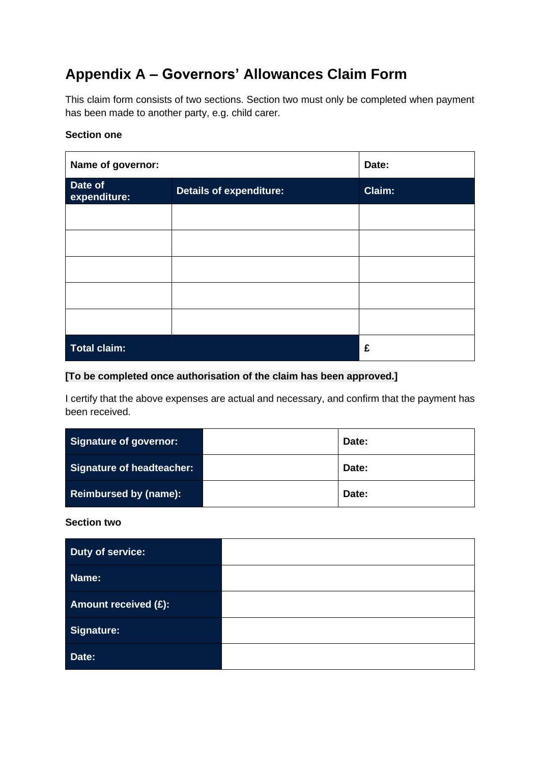## Appendix A – Governors' Allowances Claim Form

This claim form consists of two sections. Section two must only be completed when payment has been made to another party, e.g. child carer.

**Section one**

| Name of governor: | | Date: |
|---|---|---|
| **Date of expenditure:** | **Details of expenditure:** | **Claim:** |
| | | |
| | | |
| | | |
| | | |
| | | |
| **Total claim:** | | **£** |

**[To be completed once authorisation of the claim has been approved.]**

I certify that the above expenses are actual and necessary, and confirm that the payment has been received.

| | | |
|---|---|---|
| **Signature of governor:** | | **Date:** |
| **Signature of headteacher:** | | **Date:** |
| **Reimbursed by (name):** | | **Date:** |

**Section two**

| | |
|---|---|
| **Duty of service:** | |
| **Name:** | |
| **Amount received (£):** | |
| **Signature:** | |
| **Date:** | |